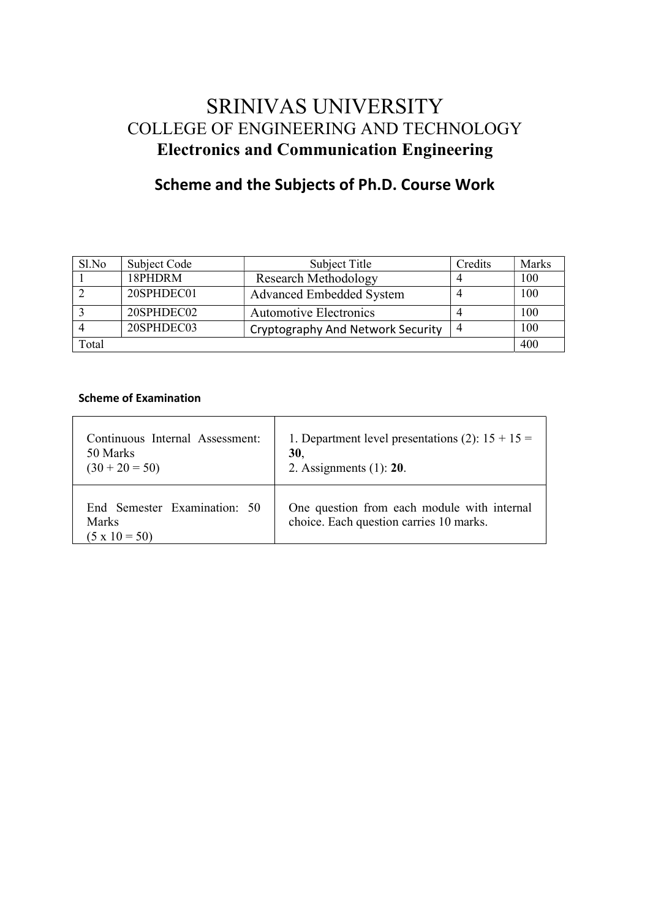# SRINIVAS UNIVERSITY

## COLLEGE OF ENGINEERING AND TECHNOLOGY

## Electronics and Communication Engineering

## Scheme and the Subjects of Ph.D. Course Work

| Sl.No | Subject Code | Subject Title | Credits | Marks |
|---|---|---|---|---|
| 1 | 18PHDRM | Research Methodology | 4 | 100 |
| 2 | 20SPHDEC01 | Advanced Embedded System | 4 | 100 |
| 3 | 20SPHDEC02 | Automotive Electronics | 4 | 100 |
| 4 | 20SPHDEC03 | Cryptography And Network Security | 4 | 100 |
| Total | | | | 400 |

**Scheme of Examination**

| | |
|---|---|
| Continuous Internal Assessment: 50 Marks (30 + 20 = 50) | 1. Department level presentations (2): 15 + 15 = **30**, 2. Assignments (1): **20**. |
| End Semester Examination: 50 Marks (5 x 10 = 50) | One question from each module with internal choice. Each question carries 10 marks. |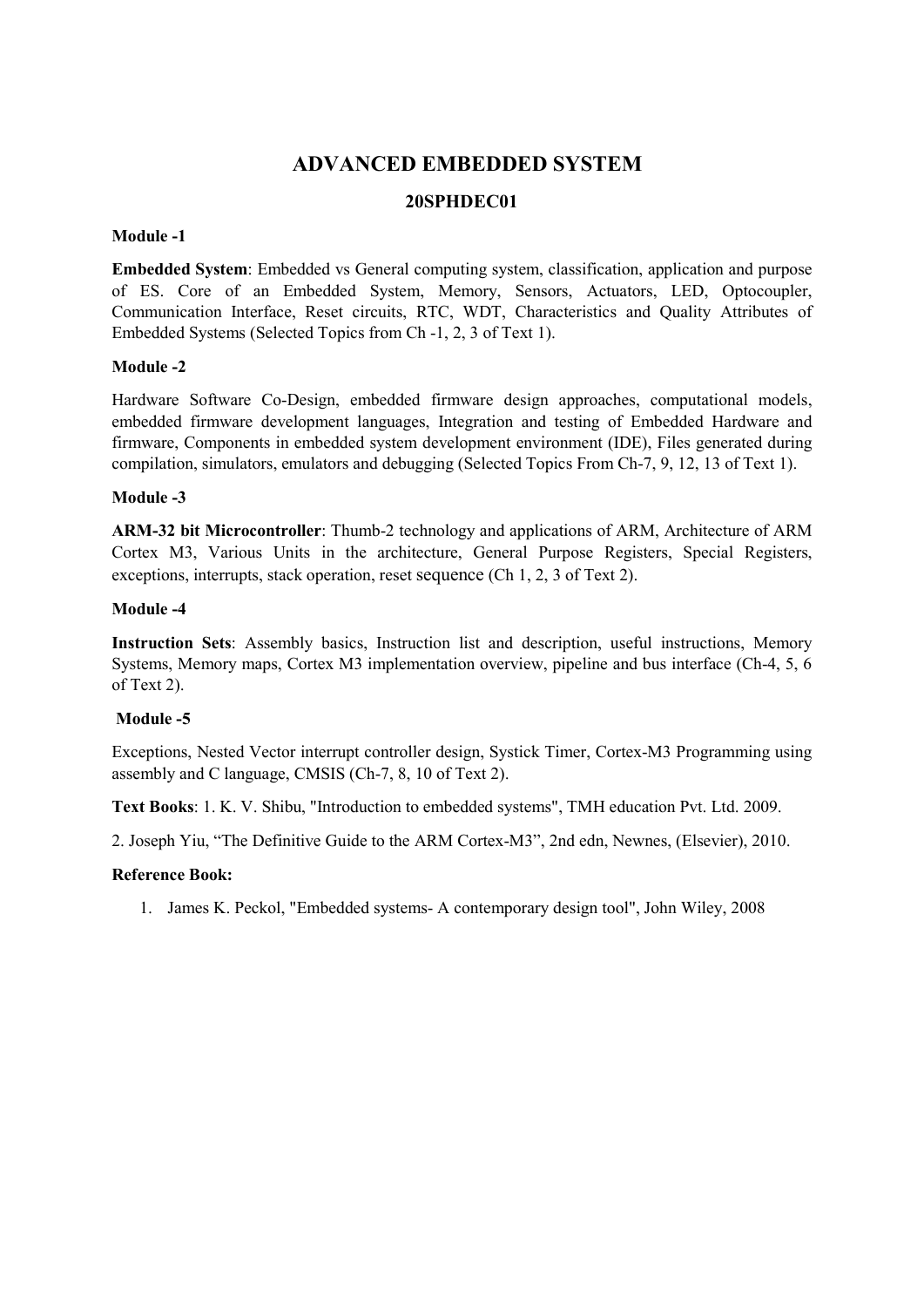# ADVANCED EMBEDDED SYSTEM

## 20SPHDEC01

**Module -1**

**Embedded System**: Embedded vs General computing system, classification, application and purpose of ES. Core of an Embedded System, Memory, Sensors, Actuators, LED, Optocoupler, Communication Interface, Reset circuits, RTC, WDT, Characteristics and Quality Attributes of Embedded Systems (Selected Topics from Ch -1, 2, 3 of Text 1).

**Module -2**

Hardware Software Co-Design, embedded firmware design approaches, computational models, embedded firmware development languages, Integration and testing of Embedded Hardware and firmware, Components in embedded system development environment (IDE), Files generated during compilation, simulators, emulators and debugging (Selected Topics From Ch-7, 9, 12, 13 of Text 1).

**Module -3**

**ARM-32 bit Microcontroller**: Thumb-2 technology and applications of ARM, Architecture of ARM Cortex M3, Various Units in the architecture, General Purpose Registers, Special Registers, exceptions, interrupts, stack operation, reset sequence (Ch 1, 2, 3 of Text 2).

**Module -4**

**Instruction Sets**: Assembly basics, Instruction list and description, useful instructions, Memory Systems, Memory maps, Cortex M3 implementation overview, pipeline and bus interface (Ch-4, 5, 6 of Text 2).

**Module -5**

Exceptions, Nested Vector interrupt controller design, Systick Timer, Cortex-M3 Programming using assembly and C language, CMSIS (Ch-7, 8, 10 of Text 2).

**Text Books**: 1. K. V. Shibu, "Introduction to embedded systems", TMH education Pvt. Ltd. 2009.

2. Joseph Yiu, "The Definitive Guide to the ARM Cortex-M3", 2nd edn, Newnes, (Elsevier), 2010.

**Reference Book:**

1. James K. Peckol, "Embedded systems- A contemporary design tool", John Wiley, 2008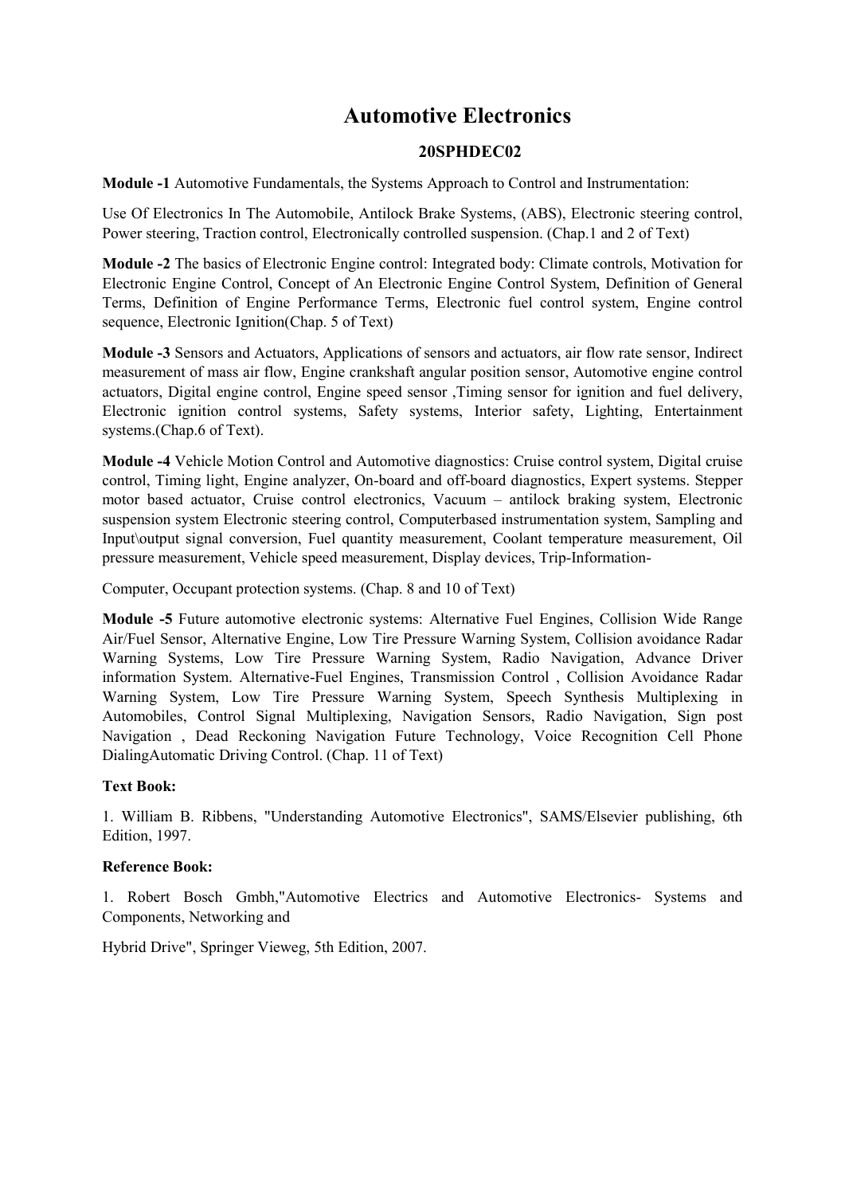# Automotive Electronics

## 20SPHDEC02

**Module -1** Automotive Fundamentals, the Systems Approach to Control and Instrumentation:

Use Of Electronics In The Automobile, Antilock Brake Systems, (ABS), Electronic steering control, Power steering, Traction control, Electronically controlled suspension. (Chap.1 and 2 of Text)

**Module -2** The basics of Electronic Engine control: Integrated body: Climate controls, Motivation for Electronic Engine Control, Concept of An Electronic Engine Control System, Definition of General Terms, Definition of Engine Performance Terms, Electronic fuel control system, Engine control sequence, Electronic Ignition(Chap. 5 of Text)

**Module -3** Sensors and Actuators, Applications of sensors and actuators, air flow rate sensor, Indirect measurement of mass air flow, Engine crankshaft angular position sensor, Automotive engine control actuators, Digital engine control, Engine speed sensor ,Timing sensor for ignition and fuel delivery, Electronic ignition control systems, Safety systems, Interior safety, Lighting, Entertainment systems.(Chap.6 of Text).

**Module -4** Vehicle Motion Control and Automotive diagnostics: Cruise control system, Digital cruise control, Timing light, Engine analyzer, On-board and off-board diagnostics, Expert systems. Stepper motor based actuator, Cruise control electronics, Vacuum – antilock braking system, Electronic suspension system Electronic steering control, Computerbased instrumentation system, Sampling and Input\output signal conversion, Fuel quantity measurement, Coolant temperature measurement, Oil pressure measurement, Vehicle speed measurement, Display devices, Trip-Information-

Computer, Occupant protection systems. (Chap. 8 and 10 of Text)

**Module -5** Future automotive electronic systems: Alternative Fuel Engines, Collision Wide Range Air/Fuel Sensor, Alternative Engine, Low Tire Pressure Warning System, Collision avoidance Radar Warning Systems, Low Tire Pressure Warning System, Radio Navigation, Advance Driver information System. Alternative-Fuel Engines, Transmission Control , Collision Avoidance Radar Warning System, Low Tire Pressure Warning System, Speech Synthesis Multiplexing in Automobiles, Control Signal Multiplexing, Navigation Sensors, Radio Navigation, Sign post Navigation , Dead Reckoning Navigation Future Technology, Voice Recognition Cell Phone DialingAutomatic Driving Control. (Chap. 11 of Text)

**Text Book:**

1. William B. Ribbens, "Understanding Automotive Electronics", SAMS/Elsevier publishing, 6th Edition, 1997.

**Reference Book:**

1. Robert Bosch Gmbh,"Automotive Electrics and Automotive Electronics- Systems and Components, Networking and

Hybrid Drive", Springer Vieweg, 5th Edition, 2007.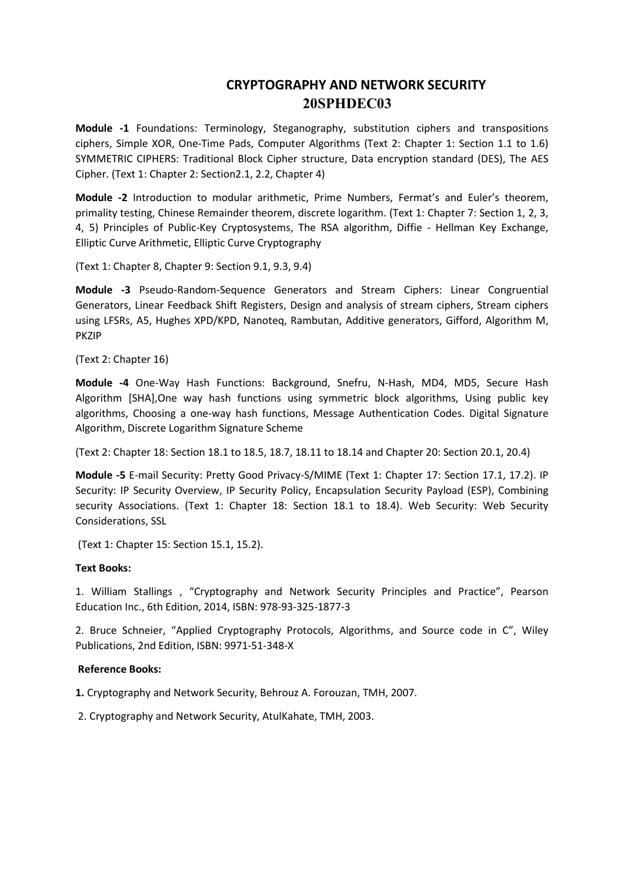# CRYPTOGRAPHY AND NETWORK SECURITY
## 20SPHDEC03

**Module -1** Foundations: Terminology, Steganography, substitution ciphers and transpositions ciphers, Simple XOR, One-Time Pads, Computer Algorithms (Text 2: Chapter 1: Section 1.1 to 1.6) SYMMETRIC CIPHERS: Traditional Block Cipher structure, Data encryption standard (DES), The AES Cipher. (Text 1: Chapter 2: Section2.1, 2.2, Chapter 4)

**Module -2** Introduction to modular arithmetic, Prime Numbers, Fermat's and Euler's theorem, primality testing, Chinese Remainder theorem, discrete logarithm. (Text 1: Chapter 7: Section 1, 2, 3, 4, 5) Principles of Public-Key Cryptosystems, The RSA algorithm, Diffie - Hellman Key Exchange, Elliptic Curve Arithmetic, Elliptic Curve Cryptography

(Text 1: Chapter 8, Chapter 9: Section 9.1, 9.3, 9.4)

**Module -3** Pseudo-Random-Sequence Generators and Stream Ciphers: Linear Congruential Generators, Linear Feedback Shift Registers, Design and analysis of stream ciphers, Stream ciphers using LFSRs, A5, Hughes XPD/KPD, Nanoteq, Rambutan, Additive generators, Gifford, Algorithm M, PKZIP

(Text 2: Chapter 16)

**Module -4** One-Way Hash Functions: Background, Snefru, N-Hash, MD4, MD5, Secure Hash Algorithm [SHA],One way hash functions using symmetric block algorithms, Using public key algorithms, Choosing a one-way hash functions, Message Authentication Codes. Digital Signature Algorithm, Discrete Logarithm Signature Scheme

(Text 2: Chapter 18: Section 18.1 to 18.5, 18.7, 18.11 to 18.14 and Chapter 20: Section 20.1, 20.4)

**Module -5** E-mail Security: Pretty Good Privacy-S/MIME (Text 1: Chapter 17: Section 17.1, 17.2). IP Security: IP Security Overview, IP Security Policy, Encapsulation Security Payload (ESP), Combining security Associations. (Text 1: Chapter 18: Section 18.1 to 18.4). Web Security: Web Security Considerations, SSL

(Text 1: Chapter 15: Section 15.1, 15.2).

**Text Books:**

1. William Stallings , "Cryptography and Network Security Principles and Practice", Pearson Education Inc., 6th Edition, 2014, ISBN: 978-93-325-1877-3

2. Bruce Schneier, "Applied Cryptography Protocols, Algorithms, and Source code in C", Wiley Publications, 2nd Edition, ISBN: 9971-51-348-X

**Reference Books:**

**1.** Cryptography and Network Security, Behrouz A. Forouzan, TMH, 2007.

2. Cryptography and Network Security, AtulKahate, TMH, 2003.